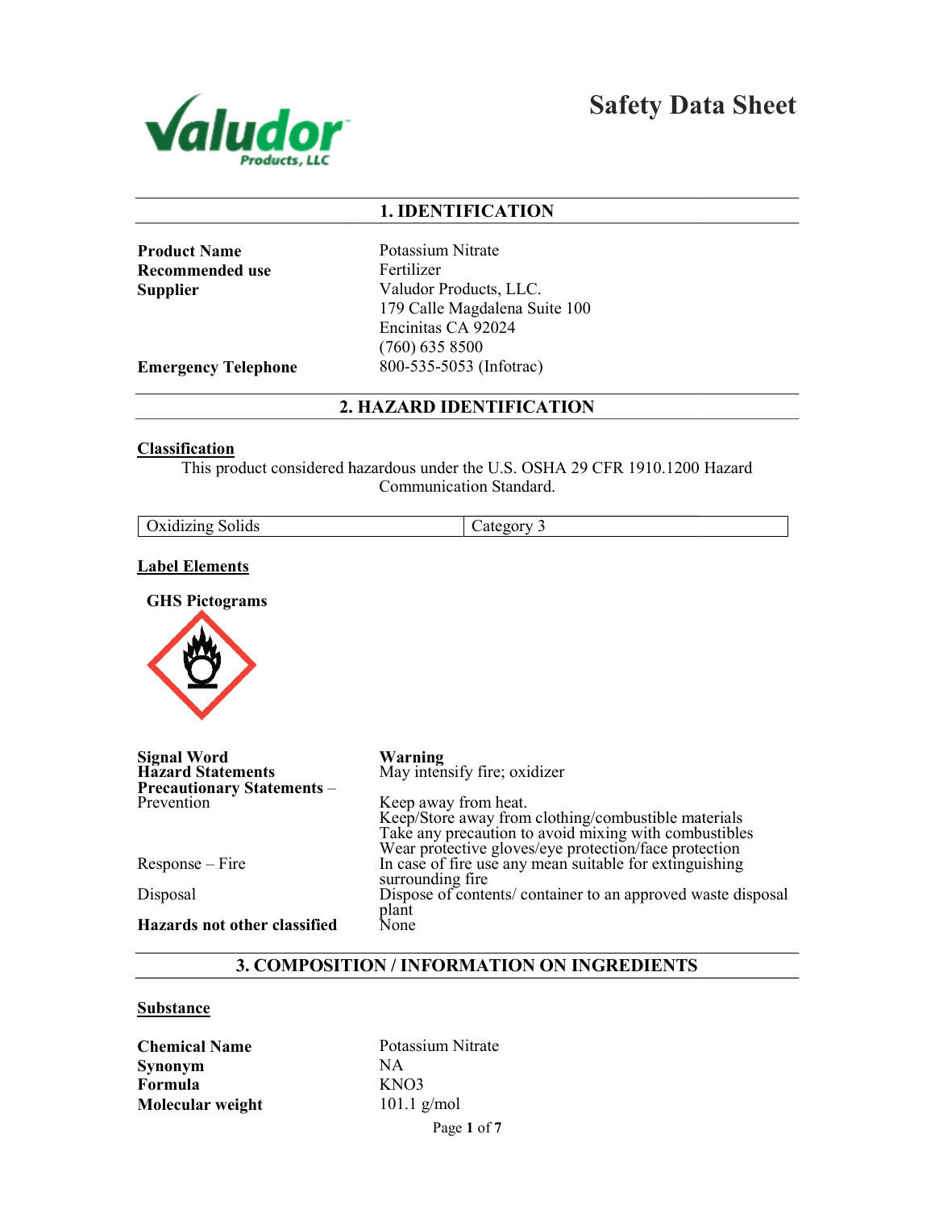# Safety Data Sheet

## 1. IDENTIFICATION

**Product Name** Potassium Nitrate
**Recommended use** Fertilizer
**Supplier** Valudor Products, LLC.
179 Calle Magdalena Suite 100
Encinitas CA 92024
(760) 635 8500
**Emergency Telephone** 800-535-5053 (Infotrac)

## 2. HAZARD IDENTIFICATION

**Classification**

This product considered hazardous under the U.S. OSHA 29 CFR 1910.1200 Hazard Communication Standard.

| Oxidizing Solids | Category 3 |
|---|---|

**Label Elements**

**GHS Pictograms**

**Signal Word** Warning

**Hazard Statements** May intensify fire; oxidizer

**Precautionary Statements** – Prevention
- Keep away from heat.
- Keep/Store away from clothing/combustible materials
- Take any precaution to avoid mixing with combustibles
- Wear protective gloves/eye protection/face protection

Response – Fire: In case of fire use any mean suitable for extinguishing surrounding fire

Disposal: Dispose of contents/ container to an approved waste disposal plant

**Hazards not other classified** None

## 3. COMPOSITION / INFORMATION ON INGREDIENTS

**Substance**

**Chemical Name** Potassium Nitrate
**Synonym** NA
**Formula** $KNO_3$
**Molecular weight** 101.1 g/mol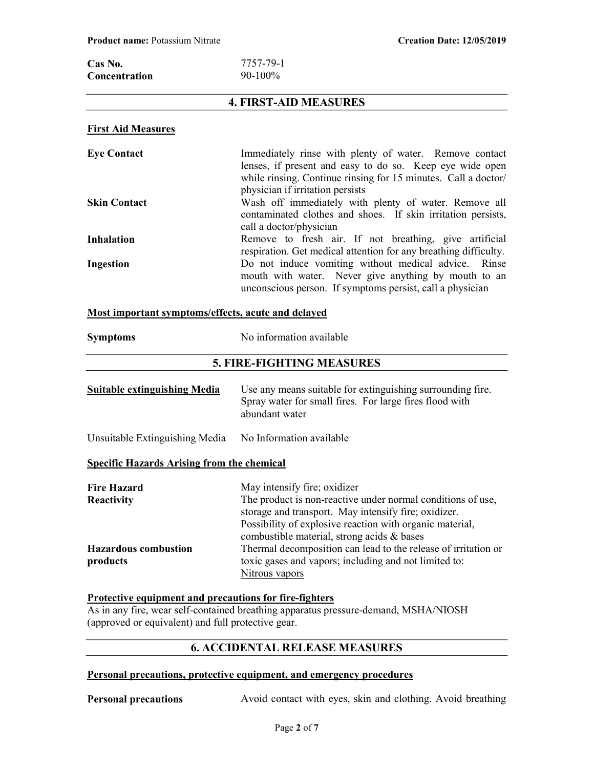| | |
|---|---|
| **Cas No.** | 7757-79-1 |
| **Concentration** | 90-100% |

## 4. FIRST-AID MEASURES

### First Aid Measures

| | |
|---|---|
| **Eye Contact** | Immediately rinse with plenty of water. Remove contact lenses, if present and easy to do so. Keep eye wide open while rinsing. Continue rinsing for 15 minutes. Call a doctor/ physician if irritation persists |
| **Skin Contact** | Wash off immediately with plenty of water. Remove all contaminated clothes and shoes. If skin irritation persists, call a doctor/physician |
| **Inhalation** | Remove to fresh air. If not breathing, give artificial respiration. Get medical attention for any breathing difficulty. |
| **Ingestion** | Do not induce vomiting without medical advice. Rinse mouth with water. Never give anything by mouth to an unconscious person. If symptoms persist, call a physician |

### Most important symptoms/effects, acute and delayed

| | |
|---|---|
| **Symptoms** | No information available |

## 5. FIRE-FIGHTING MEASURES

| | |
|---|---|
| **Suitable extinguishing Media** | Use any means suitable for extinguishing surrounding fire. Spray water for small fires. For large fires flood with abundant water |
| Unsuitable Extinguishing Media | No Information available |

### Specific Hazards Arising from the chemical

| | |
|---|---|
| **Fire Hazard** | May intensify fire; oxidizer |
| **Reactivity** | The product is non-reactive under normal conditions of use, storage and transport. May intensify fire; oxidizer. Possibility of explosive reaction with organic material, combustible material, strong acids & bases |
| **Hazardous combustion products** | Thermal decomposition can lead to the release of irritation or toxic gases and vapors; including and not limited to: Nitrous vapors |

### Protective equipment and precautions for fire-fighters

As in any fire, wear self-contained breathing apparatus pressure-demand, MSHA/NIOSH (approved or equivalent) and full protective gear.

## 6. ACCIDENTAL RELEASE MEASURES

### Personal precautions, protective equipment, and emergency procedures

| | |
|---|---|
| **Personal precautions** | Avoid contact with eyes, skin and clothing. Avoid breathing |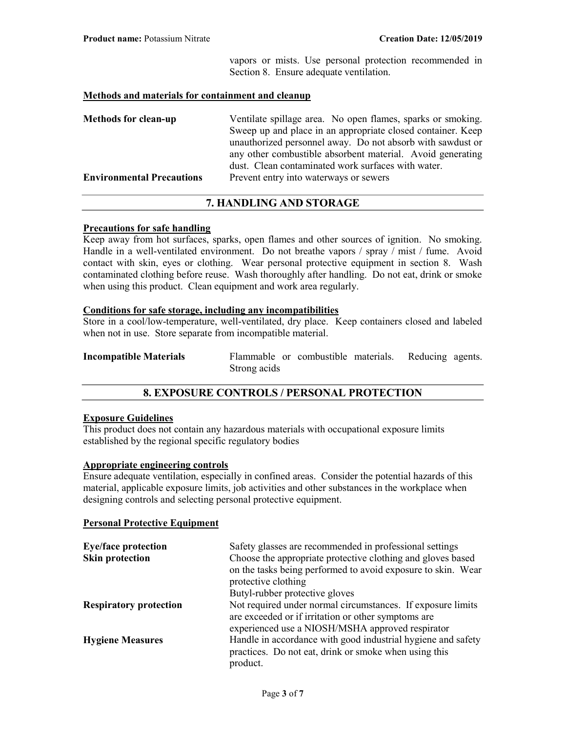vapors or mists. Use personal protection recommended in Section 8. Ensure adequate ventilation.

**Methods and materials for containment and cleanup**

| | |
|---|---|
| **Methods for clean-up** | Ventilate spillage area. No open flames, sparks or smoking. Sweep up and place in an appropriate closed container. Keep unauthorized personnel away. Do not absorb with sawdust or any other combustible absorbent material. Avoid generating dust. Clean contaminated work surfaces with water. |
| **Environmental Precautions** | Prevent entry into waterways or sewers |

## 7. HANDLING AND STORAGE

**Precautions for safe handling**

Keep away from hot surfaces, sparks, open flames and other sources of ignition. No smoking. Handle in a well-ventilated environment. Do not breathe vapors / spray / mist / fume. Avoid contact with skin, eyes or clothing. Wear personal protective equipment in section 8. Wash contaminated clothing before reuse. Wash thoroughly after handling. Do not eat, drink or smoke when using this product. Clean equipment and work area regularly.

**Conditions for safe storage, including any incompatibilities**

Store in a cool/low-temperature, well-ventilated, dry place. Keep containers closed and labeled when not in use. Store separate from incompatible material.

| | |
|---|---|
| **Incompatible Materials** | Flammable or combustible materials. Reducing agents. Strong acids |

## 8. EXPOSURE CONTROLS / PERSONAL PROTECTION

**Exposure Guidelines**

This product does not contain any hazardous materials with occupational exposure limits established by the regional specific regulatory bodies

**Appropriate engineering controls**

Ensure adequate ventilation, especially in confined areas. Consider the potential hazards of this material, applicable exposure limits, job activities and other substances in the workplace when designing controls and selecting personal protective equipment.

**Personal Protective Equipment**

| | |
|---|---|
| **Eye/face protection** | Safety glasses are recommended in professional settings |
| **Skin protection** | Choose the appropriate protective clothing and gloves based on the tasks being performed to avoid exposure to skin. Wear protective clothing<br>Butyl-rubber protective gloves |
| **Respiratory protection** | Not required under normal circumstances. If exposure limits are exceeded or if irritation or other symptoms are experienced use a NIOSH/MSHA approved respirator |
| **Hygiene Measures** | Handle in accordance with good industrial hygiene and safety practices. Do not eat, drink or smoke when using this product. |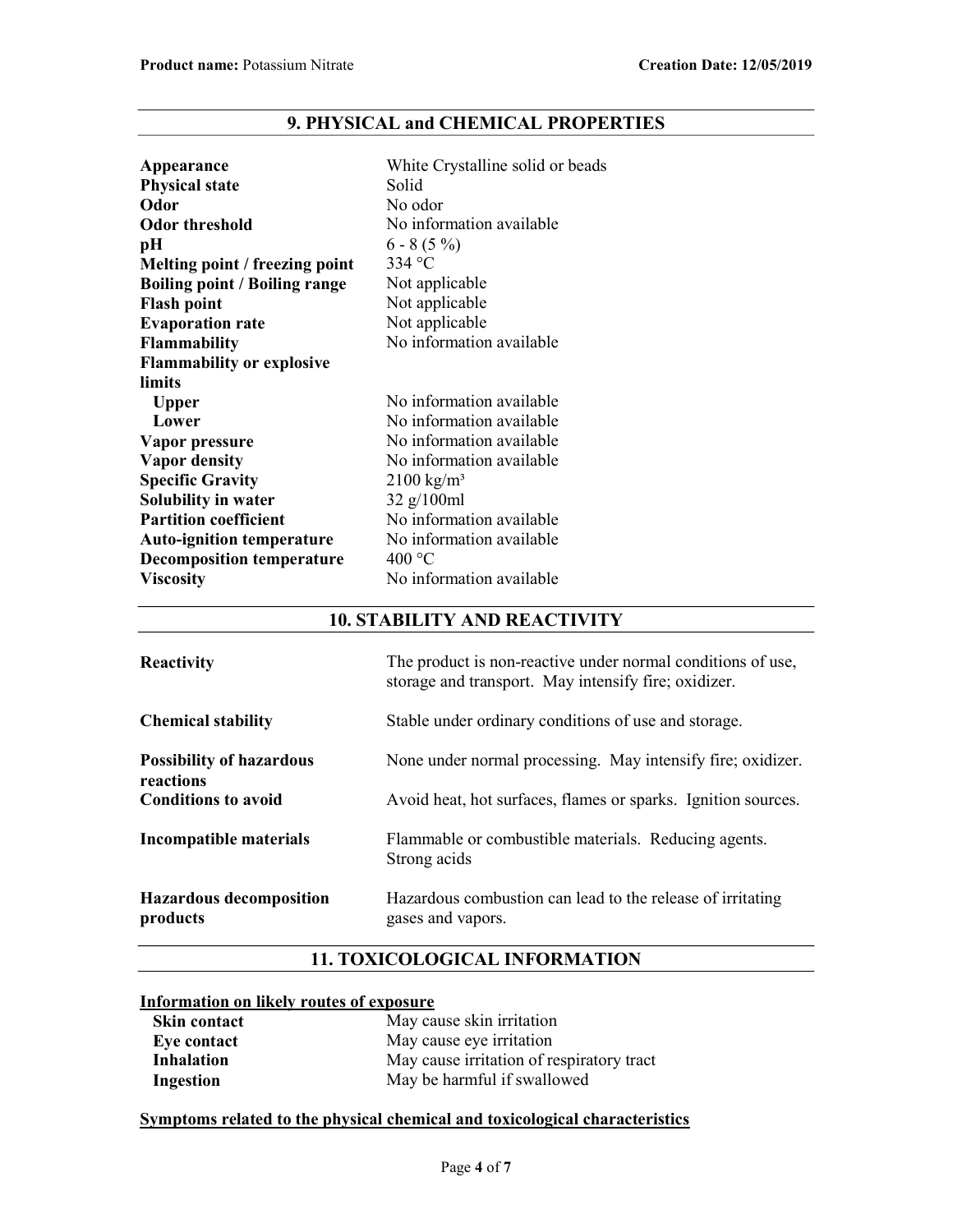## 9. PHYSICAL and CHEMICAL PROPERTIES

| | |
|---|---|
| **Appearance** | White Crystalline solid or beads |
| **Physical state** | Solid |
| **Odor** | No odor |
| **Odor threshold** | No information available |
| **pH** | 6 - 8 (5 %) |
| **Melting point / freezing point** | 334 °C |
| **Boiling point / Boiling range** | Not applicable |
| **Flash point** | Not applicable |
| **Evaporation rate** | Not applicable |
| **Flammability** | No information available |
| **Flammability or explosive limits** | |
| **Upper** | No information available |
| **Lower** | No information available |
| **Vapor pressure** | No information available |
| **Vapor density** | No information available |
| **Specific Gravity** | 2100 $kg/m^3$ |
| **Solubility in water** | 32 g/100ml |
| **Partition coefficient** | No information available |
| **Auto-ignition temperature** | No information available |
| **Decomposition temperature** | 400 °C |
| **Viscosity** | No information available |

## 10. STABILITY AND REACTIVITY

| | |
|---|---|
| **Reactivity** | The product is non-reactive under normal conditions of use, storage and transport. May intensify fire; oxidizer. |
| **Chemical stability** | Stable under ordinary conditions of use and storage. |
| **Possibility of hazardous reactions** | None under normal processing. May intensify fire; oxidizer. |
| **Conditions to avoid** | Avoid heat, hot surfaces, flames or sparks. Ignition sources. |
| **Incompatible materials** | Flammable or combustible materials. Reducing agents. Strong acids |
| **Hazardous decomposition products** | Hazardous combustion can lead to the release of irritating gases and vapors. |

## 11. TOXICOLOGICAL INFORMATION

**Information on likely routes of exposure**

| | |
|---|---|
| **Skin contact** | May cause skin irritation |
| **Eye contact** | May cause eye irritation |
| **Inhalation** | May cause irritation of respiratory tract |
| **Ingestion** | May be harmful if swallowed |

**Symptoms related to the physical chemical and toxicological characteristics**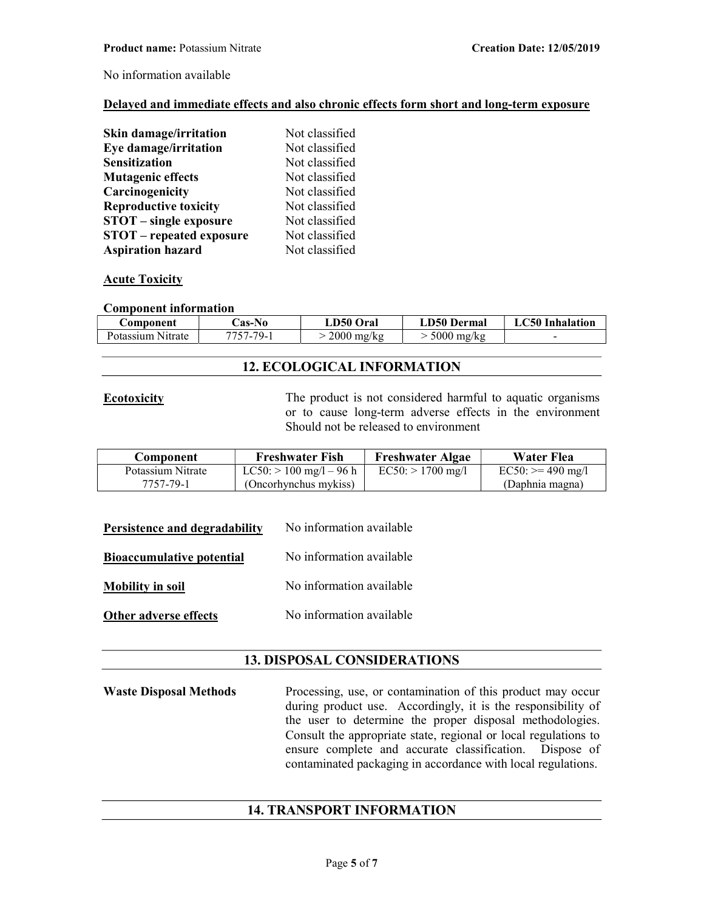No information available

**Delayed and immediate effects and also chronic effects form short and long-term exposure**

| | |
|---|---|
| **Skin damage/irritation** | Not classified |
| **Eye damage/irritation** | Not classified |
| **Sensitization** | Not classified |
| **Mutagenic effects** | Not classified |
| **Carcinogenicity** | Not classified |
| **Reproductive toxicity** | Not classified |
| **STOT – single exposure** | Not classified |
| **STOT – repeated exposure** | Not classified |
| **Aspiration hazard** | Not classified |

**Acute Toxicity**

**Component information**

| Component | Cas-No | LD50 Oral | LD50 Dermal | LC50 Inhalation |
|---|---|---|---|---|
| Potassium Nitrate | 7757-79-1 | > 2000 mg/kg | > 5000 mg/kg | - |

## 12. ECOLOGICAL INFORMATION

**Ecotoxicity** The product is not considered harmful to aquatic organisms or to cause long-term adverse effects in the environment Should not be released to environment

| Component | Freshwater Fish | Freshwater Algae | Water Flea |
|---|---|---|---|
| Potassium Nitrate 7757-79-1 | LC50: > 100 mg/l – 96 h (Oncorhynchus mykiss) | EC50: > 1700 mg/l | EC50: >= 490 mg/l (Daphnia magna) |

**Persistence and degradability** No information available

**Bioaccumulative potential** No information available

**Mobility in soil** No information available

**Other adverse effects** No information available

## 13. DISPOSAL CONSIDERATIONS

**Waste Disposal Methods** Processing, use, or contamination of this product may occur during product use. Accordingly, it is the responsibility of the user to determine the proper disposal methodologies. Consult the appropriate state, regional or local regulations to ensure complete and accurate classification. Dispose of contaminated packaging in accordance with local regulations.

## 14. TRANSPORT INFORMATION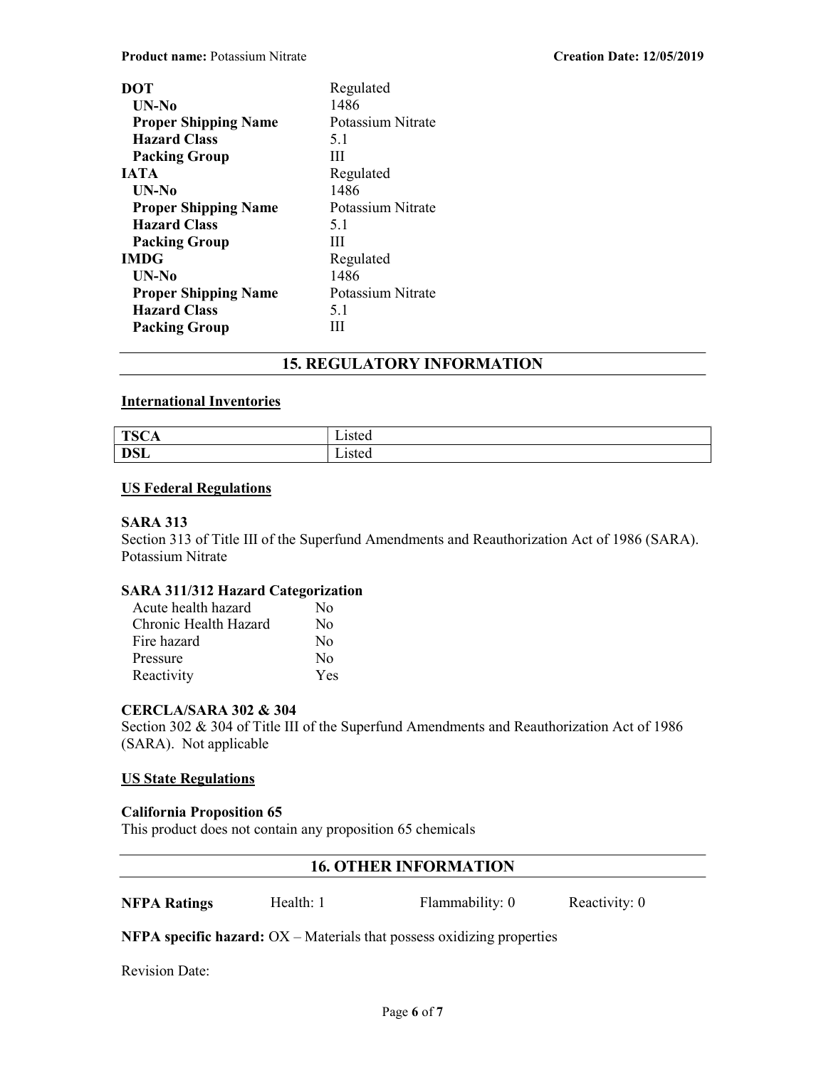| | |
|---|---|
| **DOT** | Regulated |
| **UN-No** | 1486 |
| **Proper Shipping Name** | Potassium Nitrate |
| **Hazard Class** | 5.1 |
| **Packing Group** | III |
| **IATA** | Regulated |
| **UN-No** | 1486 |
| **Proper Shipping Name** | Potassium Nitrate |
| **Hazard Class** | 5.1 |
| **Packing Group** | III |
| **IMDG** | Regulated |
| **UN-No** | 1486 |
| **Proper Shipping Name** | Potassium Nitrate |
| **Hazard Class** | 5.1 |
| **Packing Group** | III |

## 15. REGULATORY INFORMATION

### International Inventories

| | |
|---|---|
| **TSCA** | Listed |
| **DSL** | Listed |

### US Federal Regulations

**SARA 313**

Section 313 of Title III of the Superfund Amendments and Reauthorization Act of 1986 (SARA). Potassium Nitrate

**SARA 311/312 Hazard Categorization**

| | |
|---|---|
| Acute health hazard | No |
| Chronic Health Hazard | No |
| Fire hazard | No |
| Pressure | No |
| Reactivity | Yes |

**CERCLA/SARA 302 & 304**

Section 302 & 304 of Title III of the Superfund Amendments and Reauthorization Act of 1986 (SARA). Not applicable

### US State Regulations

**California Proposition 65**

This product does not contain any proposition 65 chemicals

## 16. OTHER INFORMATION

**NFPA Ratings** Health: 1 Flammability: 0 Reactivity: 0

**NFPA specific hazard:** OX – Materials that possess oxidizing properties

Revision Date: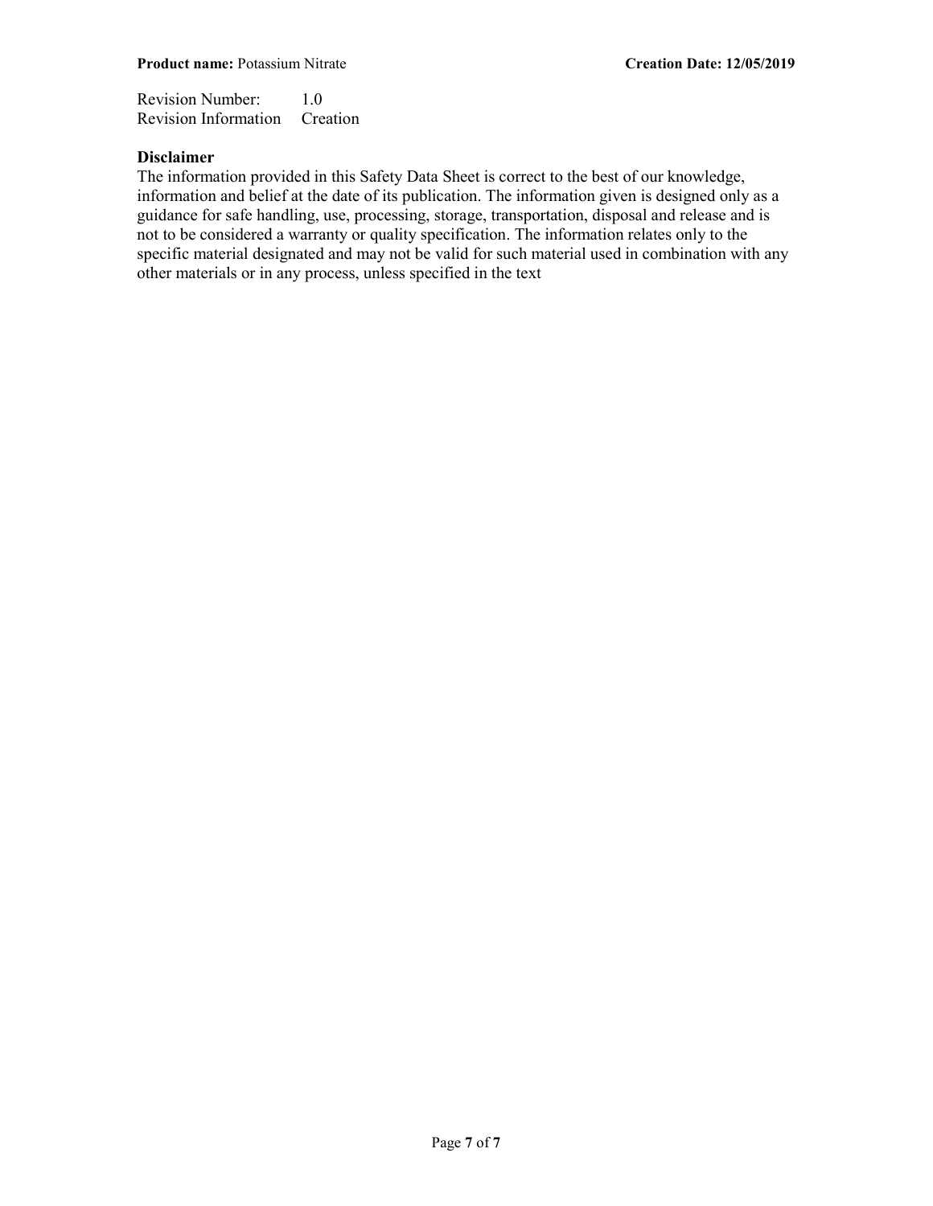Revision Number: 1.0
Revision Information Creation

**Disclaimer**

The information provided in this Safety Data Sheet is correct to the best of our knowledge, information and belief at the date of its publication. The information given is designed only as a guidance for safe handling, use, processing, storage, transportation, disposal and release and is not to be considered a warranty or quality specification. The information relates only to the specific material designated and may not be valid for such material used in combination with any other materials or in any process, unless specified in the text